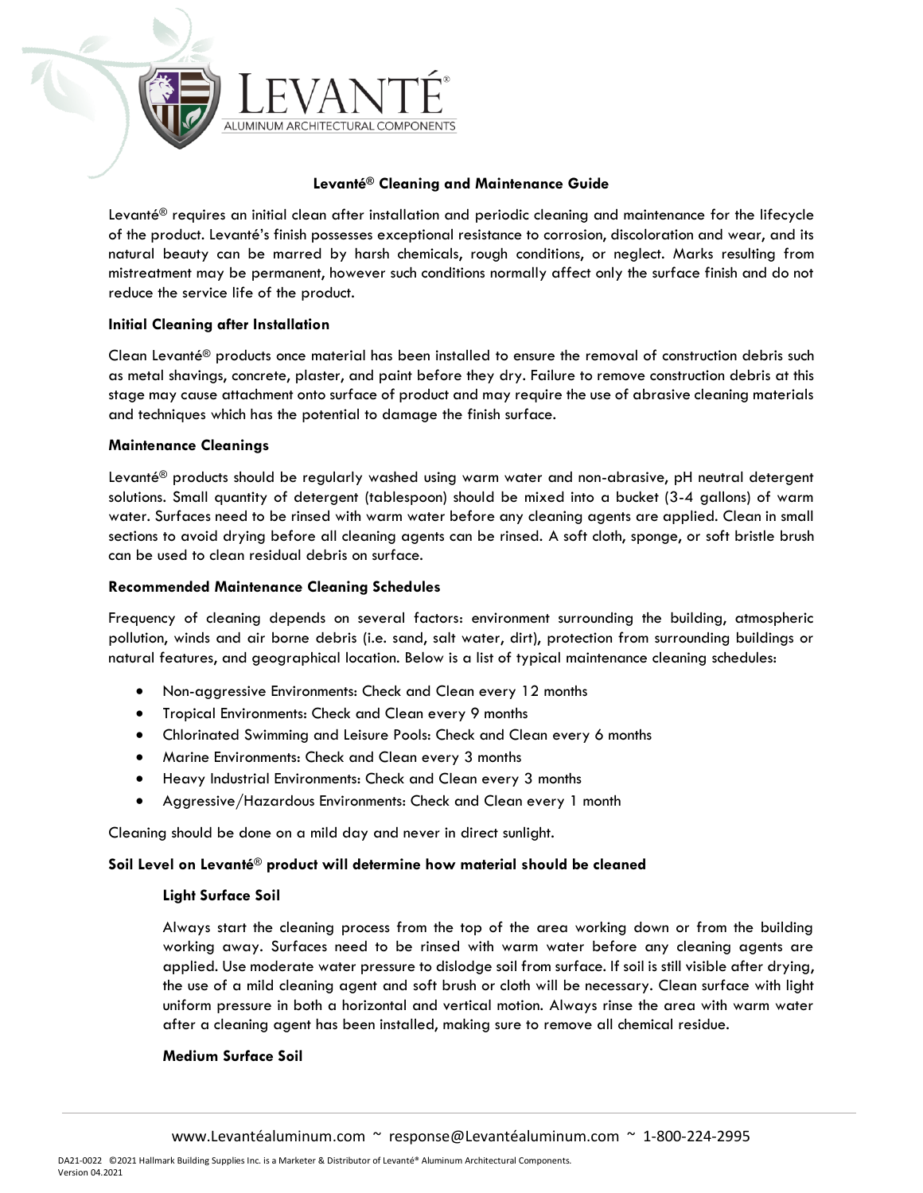# Levanté® Cleaning and Maintenance Guide

Levanté® requires an initial clean after installation and periodic cleaning and maintenance for the lifecycle of the product. Levanté's finish possesses exceptional resistance to corrosion, discoloration and wear, and its natural beauty can be marred by harsh chemicals, rough conditions, or neglect. Marks resulting from mistreatment may be permanent, however such conditions normally affect only the surface finish and do not reduce the service life of the product.

## Initial Cleaning after Installation

Clean Levanté® products once material has been installed to ensure the removal of construction debris such as metal shavings, concrete, plaster, and paint before they dry. Failure to remove construction debris at this stage may cause attachment onto surface of product and may require the use of abrasive cleaning materials and techniques which has the potential to damage the finish surface.

## Maintenance Cleanings

Levanté® products should be regularly washed using warm water and non-abrasive, pH neutral detergent solutions. Small quantity of detergent (tablespoon) should be mixed into a bucket (3-4 gallons) of warm water. Surfaces need to be rinsed with warm water before any cleaning agents are applied. Clean in small sections to avoid drying before all cleaning agents can be rinsed. A soft cloth, sponge, or soft bristle brush can be used to clean residual debris on surface.

## Recommended Maintenance Cleaning Schedules

Frequency of cleaning depends on several factors: environment surrounding the building, atmospheric pollution, winds and air borne debris (i.e. sand, salt water, dirt), protection from surrounding buildings or natural features, and geographical location. Below is a list of typical maintenance cleaning schedules:

- Non-aggressive Environments: Check and Clean every 12 months
- Tropical Environments: Check and Clean every 9 months
- Chlorinated Swimming and Leisure Pools: Check and Clean every 6 months
- Marine Environments: Check and Clean every 3 months
- Heavy Industrial Environments: Check and Clean every 3 months
- Aggressive/Hazardous Environments: Check and Clean every 1 month

Cleaning should be done on a mild day and never in direct sunlight.

## Soil Level on Levanté® product will determine how material should be cleaned

### Light Surface Soil

Always start the cleaning process from the top of the area working down or from the building working away. Surfaces need to be rinsed with warm water before any cleaning agents are applied. Use moderate water pressure to dislodge soil from surface. If soil is still visible after drying, the use of a mild cleaning agent and soft brush or cloth will be necessary. Clean surface with light uniform pressure in both a horizontal and vertical motion. Always rinse the area with warm water after a cleaning agent has been installed, making sure to remove all chemical residue.

### Medium Surface Soil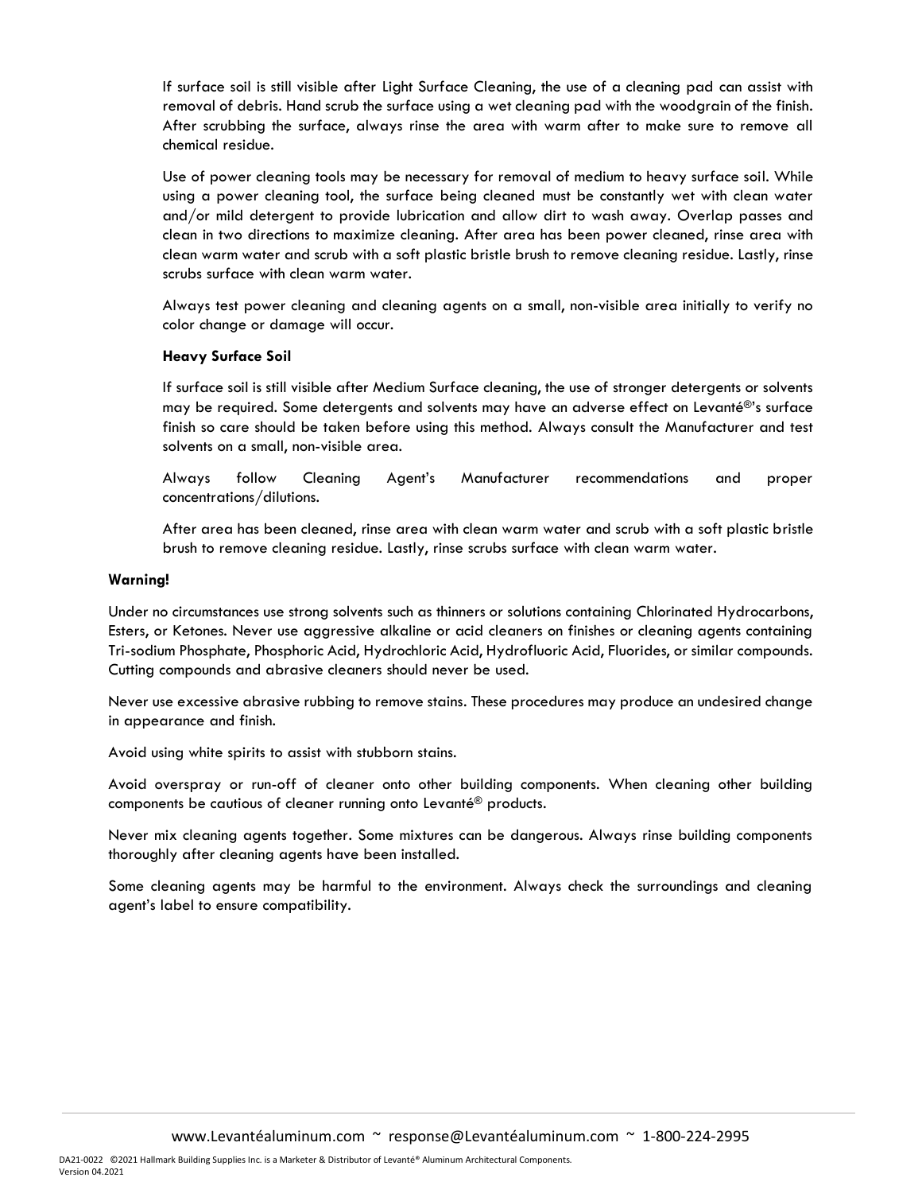If surface soil is still visible after Light Surface Cleaning, the use of a cleaning pad can assist with removal of debris. Hand scrub the surface using a wet cleaning pad with the woodgrain of the finish. After scrubbing the surface, always rinse the area with warm after to make sure to remove all chemical residue.

Use of power cleaning tools may be necessary for removal of medium to heavy surface soil. While using a power cleaning tool, the surface being cleaned must be constantly wet with clean water and/or mild detergent to provide lubrication and allow dirt to wash away. Overlap passes and clean in two directions to maximize cleaning. After area has been power cleaned, rinse area with clean warm water and scrub with a soft plastic bristle brush to remove cleaning residue. Lastly, rinse scrubs surface with clean warm water.

Always test power cleaning and cleaning agents on a small, non-visible area initially to verify no color change or damage will occur.

**Heavy Surface Soil**

If surface soil is still visible after Medium Surface cleaning, the use of stronger detergents or solvents may be required. Some detergents and solvents may have an adverse effect on Levanté®'s surface finish so care should be taken before using this method. Always consult the Manufacturer and test solvents on a small, non-visible area.

Always follow Cleaning Agent's Manufacturer recommendations and proper concentrations/dilutions.

After area has been cleaned, rinse area with clean warm water and scrub with a soft plastic bristle brush to remove cleaning residue. Lastly, rinse scrubs surface with clean warm water.

**Warning!**

Under no circumstances use strong solvents such as thinners or solutions containing Chlorinated Hydrocarbons, Esters, or Ketones. Never use aggressive alkaline or acid cleaners on finishes or cleaning agents containing Tri-sodium Phosphate, Phosphoric Acid, Hydrochloric Acid, Hydrofluoric Acid, Fluorides, or similar compounds. Cutting compounds and abrasive cleaners should never be used.

Never use excessive abrasive rubbing to remove stains. These procedures may produce an undesired change in appearance and finish.

Avoid using white spirits to assist with stubborn stains.

Avoid overspray or run-off of cleaner onto other building components. When cleaning other building components be cautious of cleaner running onto Levanté® products.

Never mix cleaning agents together. Some mixtures can be dangerous. Always rinse building components thoroughly after cleaning agents have been installed.

Some cleaning agents may be harmful to the environment. Always check the surroundings and cleaning agent's label to ensure compatibility.

www.Levantéaluminum.com ~ response@Levantéaluminum.com ~ 1-800-224-2995

DA21-0022 ©2021 Hallmark Building Supplies Inc. is a Marketer & Distributor of Levanté® Aluminum Architectural Components.
Version 04.2021